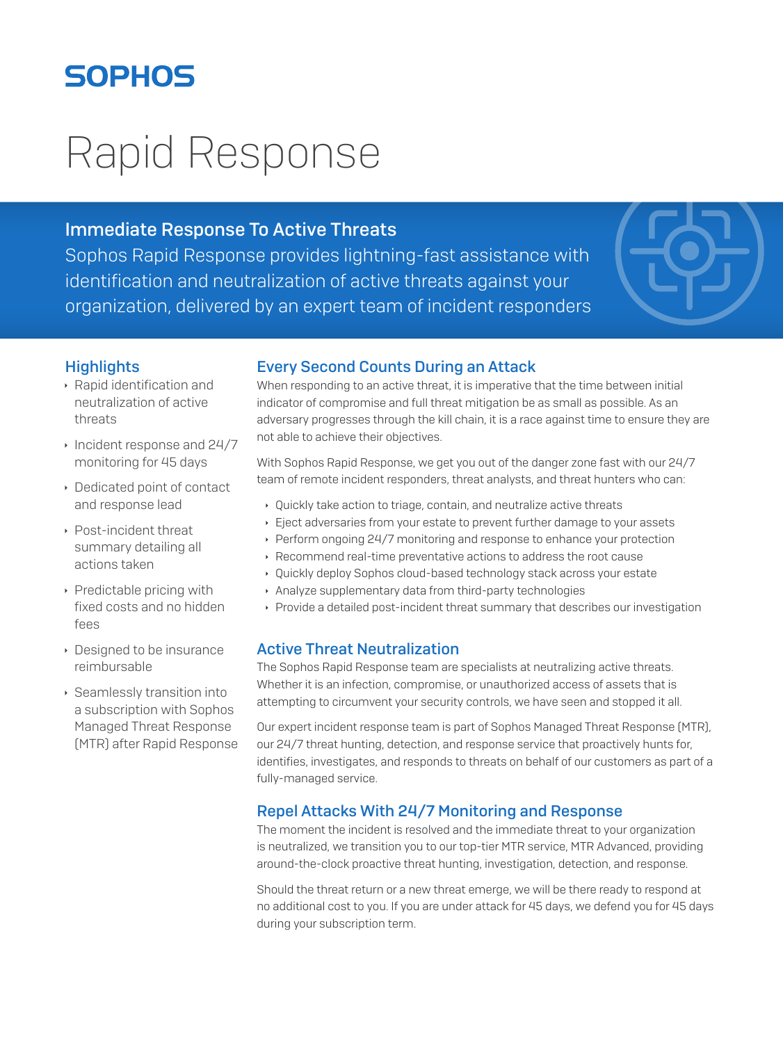# Rapid Response

## Immediate Response To Active Threats

Sophos Rapid Response provides lightning-fast assistance with identification and neutralization of active threats against your organization, delivered by an expert team of incident responders

### Highlights

- Rapid identification and neutralization of active threats
- Incident response and 24/7 monitoring for 45 days
- Dedicated point of contact and response lead
- Post-incident threat summary detailing all actions taken
- Predictable pricing with fixed costs and no hidden fees
- Designed to be insurance reimbursable
- Seamlessly transition into a subscription with Sophos Managed Threat Response (MTR) after Rapid Response

### Every Second Counts During an Attack

When responding to an active threat, it is imperative that the time between initial indicator of compromise and full threat mitigation be as small as possible. As an adversary progresses through the kill chain, it is a race against time to ensure they are not able to achieve their objectives.

With Sophos Rapid Response, we get you out of the danger zone fast with our 24/7 team of remote incident responders, threat analysts, and threat hunters who can:

- Quickly take action to triage, contain, and neutralize active threats
- Eject adversaries from your estate to prevent further damage to your assets
- Perform ongoing 24/7 monitoring and response to enhance your protection
- Recommend real-time preventative actions to address the root cause
- Quickly deploy Sophos cloud-based technology stack across your estate
- Analyze supplementary data from third-party technologies
- Provide a detailed post-incident threat summary that describes our investigation

### Active Threat Neutralization

The Sophos Rapid Response team are specialists at neutralizing active threats. Whether it is an infection, compromise, or unauthorized access of assets that is attempting to circumvent your security controls, we have seen and stopped it all.

Our expert incident response team is part of Sophos Managed Threat Response (MTR), our 24/7 threat hunting, detection, and response service that proactively hunts for, identifies, investigates, and responds to threats on behalf of our customers as part of a fully-managed service.

### Repel Attacks With 24/7 Monitoring and Response

The moment the incident is resolved and the immediate threat to your organization is neutralized, we transition you to our top-tier MTR service, MTR Advanced, providing around-the-clock proactive threat hunting, investigation, detection, and response.

Should the threat return or a new threat emerge, we will be there ready to respond at no additional cost to you. If you are under attack for 45 days, we defend you for 45 days during your subscription term.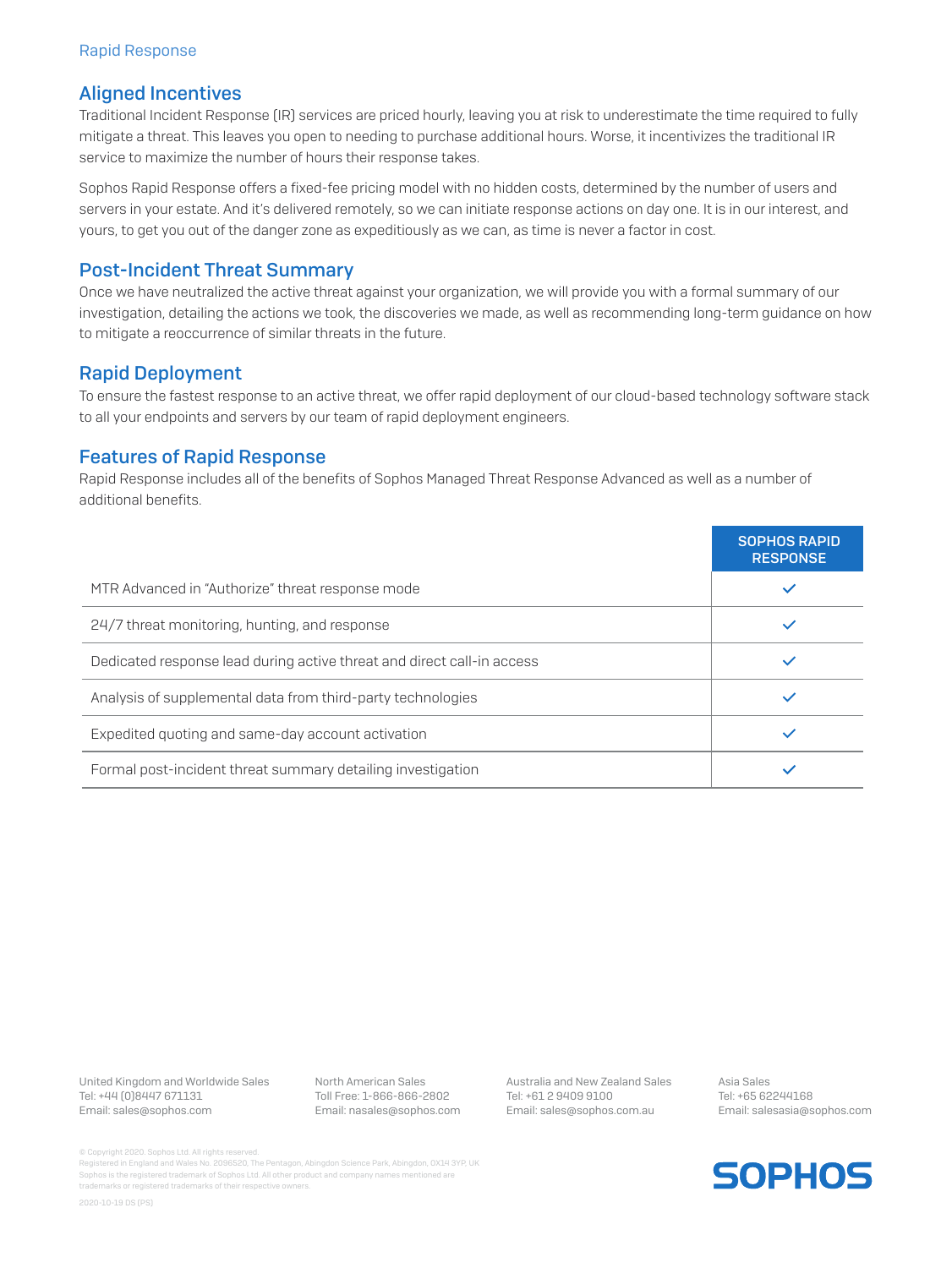## Aligned Incentives

Traditional Incident Response (IR) services are priced hourly, leaving you at risk to underestimate the time required to fully mitigate a threat. This leaves you open to needing to purchase additional hours. Worse, it incentivizes the traditional IR service to maximize the number of hours their response takes.

Sophos Rapid Response offers a fixed-fee pricing model with no hidden costs, determined by the number of users and servers in your estate. And it's delivered remotely, so we can initiate response actions on day one. It is in our interest, and yours, to get you out of the danger zone as expeditiously as we can, as time is never a factor in cost.

## Post-Incident Threat Summary

Once we have neutralized the active threat against your organization, we will provide you with a formal summary of our investigation, detailing the actions we took, the discoveries we made, as well as recommending long-term guidance on how to mitigate a reoccurrence of similar threats in the future.

## Rapid Deployment

To ensure the fastest response to an active threat, we offer rapid deployment of our cloud-based technology software stack to all your endpoints and servers by our team of rapid deployment engineers.

## Features of Rapid Response

Rapid Response includes all of the benefits of Sophos Managed Threat Response Advanced as well as a number of additional benefits.

| | SOPHOS RAPID RESPONSE |
|---|---|
| MTR Advanced in "Authorize" threat response mode | ✓ |
| 24/7 threat monitoring, hunting, and response | ✓ |
| Dedicated response lead during active threat and direct call-in access | ✓ |
| Analysis of supplemental data from third-party technologies | ✓ |
| Expedited quoting and same-day account activation | ✓ |
| Formal post-incident threat summary detailing investigation | ✓ |

United Kingdom and Worldwide Sales
Tel: +44 (0)8447 671131
Email: sales@sophos.com

North American Sales
Toll Free: 1-866-866-2802
Email: nasales@sophos.com

Australia and New Zealand Sales
Tel: +61 2 9409 9100
Email: sales@sophos.com.au

Asia Sales
Tel: +65 62244168
Email: salesasia@sophos.com

© Copyright 2020. Sophos Ltd. All rights reserved.
Registered in England and Wales No. 2096520, The Pentagon, Abingdon Science Park, Abingdon, OX14 3YP, UK
Sophos is the registered trademark of Sophos Ltd. All other product and company names mentioned are trademarks or registered trademarks of their respective owners.

2020-10-19 DS (PS)

SOPHOS